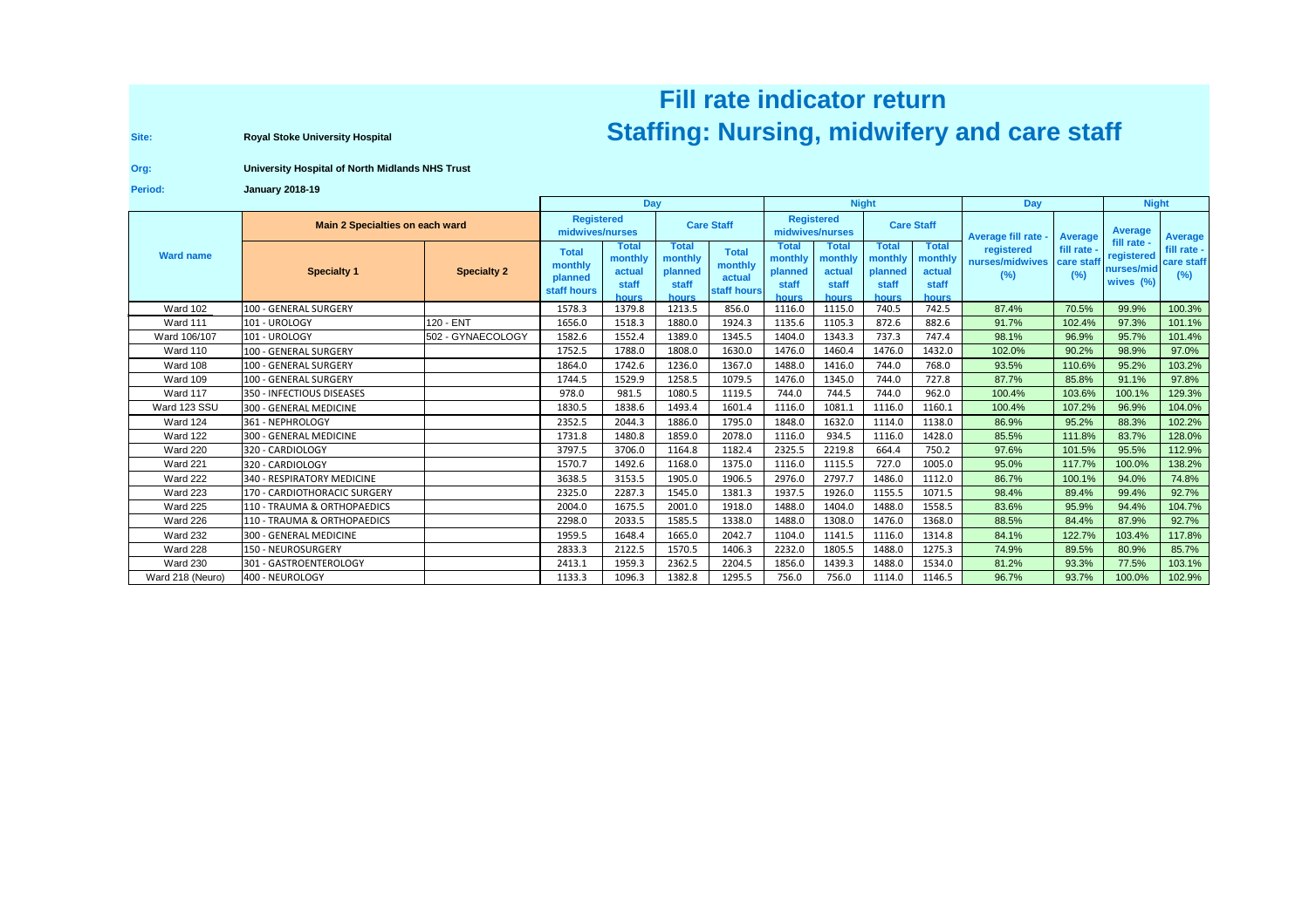# Fill rate indicator return
## Staffing: Nursing, midwifery and care staff

**Site:** Royal Stoke University Hospital

**Org:** University Hospital of North Midlands NHS Trust

**Period:** January 2018-19

| Ward name | Main 2 Specialties on each ward | | Day | | | | Night | | | | Day | | Night | |
|---|---|---|---|---|---|---|---|---|---|---|---|---|---|---|
| | | | Registered midwives/nurses | | Care Staff | | Registered midwives/nurses | | Care Staff | | Average fill rate - registered nurses/midwives (%) | Average fill rate - care staff (%) | Average fill rate - registered nurses/midwives (%) | Average fill rate - care staff (%) |
| | Specialty 1 | Specialty 2 | Total monthly planned staff hours | Total monthly actual staff hours | Total monthly planned staff hours | Total monthly actual staff hours | Total monthly planned staff hours | Total monthly actual staff hours | Total monthly planned staff hours | Total monthly actual staff hours | | | | |
| Ward 102 | 100 - GENERAL SURGERY | | 1578.3 | 1379.8 | 1213.5 | 856.0 | 1116.0 | 1115.0 | 740.5 | 742.5 | 87.4% | 70.5% | 99.9% | 100.3% |
| Ward 111 | 101 - UROLOGY | 120 - ENT | 1656.0 | 1518.3 | 1880.0 | 1924.3 | 1135.6 | 1105.3 | 872.6 | 882.6 | 91.7% | 102.4% | 97.3% | 101.1% |
| Ward 106/107 | 101 - UROLOGY | 502 - GYNAECOLOGY | 1582.6 | 1552.4 | 1389.0 | 1345.5 | 1404.0 | 1343.3 | 737.3 | 747.4 | 98.1% | 96.9% | 95.7% | 101.4% |
| Ward 110 | 100 - GENERAL SURGERY | | 1752.5 | 1788.0 | 1808.0 | 1630.0 | 1476.0 | 1460.4 | 1476.0 | 1432.0 | 102.0% | 90.2% | 98.9% | 97.0% |
| Ward 108 | 100 - GENERAL SURGERY | | 1864.0 | 1742.6 | 1236.0 | 1367.0 | 1488.0 | 1416.0 | 744.0 | 768.0 | 93.5% | 110.6% | 95.2% | 103.2% |
| Ward 109 | 100 - GENERAL SURGERY | | 1744.5 | 1529.9 | 1258.5 | 1079.5 | 1476.0 | 1345.0 | 744.0 | 727.8 | 87.7% | 85.8% | 91.1% | 97.8% |
| Ward 117 | 350 - INFECTIOUS DISEASES | | 978.0 | 981.5 | 1080.5 | 1119.5 | 744.0 | 744.5 | 744.0 | 962.0 | 100.4% | 103.6% | 100.1% | 129.3% |
| Ward 123 SSU | 300 - GENERAL MEDICINE | | 1830.5 | 1838.6 | 1493.4 | 1601.4 | 1116.0 | 1081.1 | 1116.0 | 1160.1 | 100.4% | 107.2% | 96.9% | 104.0% |
| Ward 124 | 361 - NEPHROLOGY | | 2352.5 | 2044.3 | 1886.0 | 1795.0 | 1848.0 | 1632.0 | 1114.0 | 1138.0 | 86.9% | 95.2% | 88.3% | 102.2% |
| Ward 122 | 300 - GENERAL MEDICINE | | 1731.8 | 1480.8 | 1859.0 | 2078.0 | 1116.0 | 934.5 | 1116.0 | 1428.0 | 85.5% | 111.8% | 83.7% | 128.0% |
| Ward 220 | 320 - CARDIOLOGY | | 3797.5 | 3706.0 | 1164.8 | 1182.4 | 2325.5 | 2219.8 | 664.4 | 750.2 | 97.6% | 101.5% | 95.5% | 112.9% |
| Ward 221 | 320 - CARDIOLOGY | | 1570.7 | 1492.6 | 1168.0 | 1375.0 | 1116.0 | 1115.5 | 727.0 | 1005.0 | 95.0% | 117.7% | 100.0% | 138.2% |
| Ward 222 | 340 - RESPIRATORY MEDICINE | | 3638.5 | 3153.5 | 1905.0 | 1906.5 | 2976.0 | 2797.7 | 1486.0 | 1112.0 | 86.7% | 100.1% | 94.0% | 74.8% |
| Ward 223 | 170 - CARDIOTHORACIC SURGERY | | 2325.0 | 2287.3 | 1545.0 | 1381.3 | 1937.5 | 1926.0 | 1155.5 | 1071.5 | 98.4% | 89.4% | 99.4% | 92.7% |
| Ward 225 | 110 - TRAUMA & ORTHOPAEDICS | | 2004.0 | 1675.5 | 2001.0 | 1918.0 | 1488.0 | 1404.0 | 1488.0 | 1558.5 | 83.6% | 95.9% | 94.4% | 104.7% |
| Ward 226 | 110 - TRAUMA & ORTHOPAEDICS | | 2298.0 | 2033.5 | 1585.5 | 1338.0 | 1488.0 | 1308.0 | 1476.0 | 1368.0 | 88.5% | 84.4% | 87.9% | 92.7% |
| Ward 232 | 300 - GENERAL MEDICINE | | 1959.5 | 1648.4 | 1665.0 | 2042.7 | 1104.0 | 1141.5 | 1116.0 | 1314.8 | 84.1% | 122.7% | 103.4% | 117.8% |
| Ward 228 | 150 - NEUROSURGERY | | 2833.3 | 2122.5 | 1570.5 | 1406.3 | 2232.0 | 1805.5 | 1488.0 | 1275.3 | 74.9% | 89.5% | 80.9% | 85.7% |
| Ward 230 | 301 - GASTROENTEROLOGY | | 2413.1 | 1959.3 | 2362.5 | 2204.5 | 1856.0 | 1439.3 | 1488.0 | 1534.0 | 81.2% | 93.3% | 77.5% | 103.1% |
| Ward 218 (Neuro) | 400 - NEUROLOGY | | 1133.3 | 1096.3 | 1382.8 | 1295.5 | 756.0 | 756.0 | 1114.0 | 1146.5 | 96.7% | 93.7% | 100.0% | 102.9% |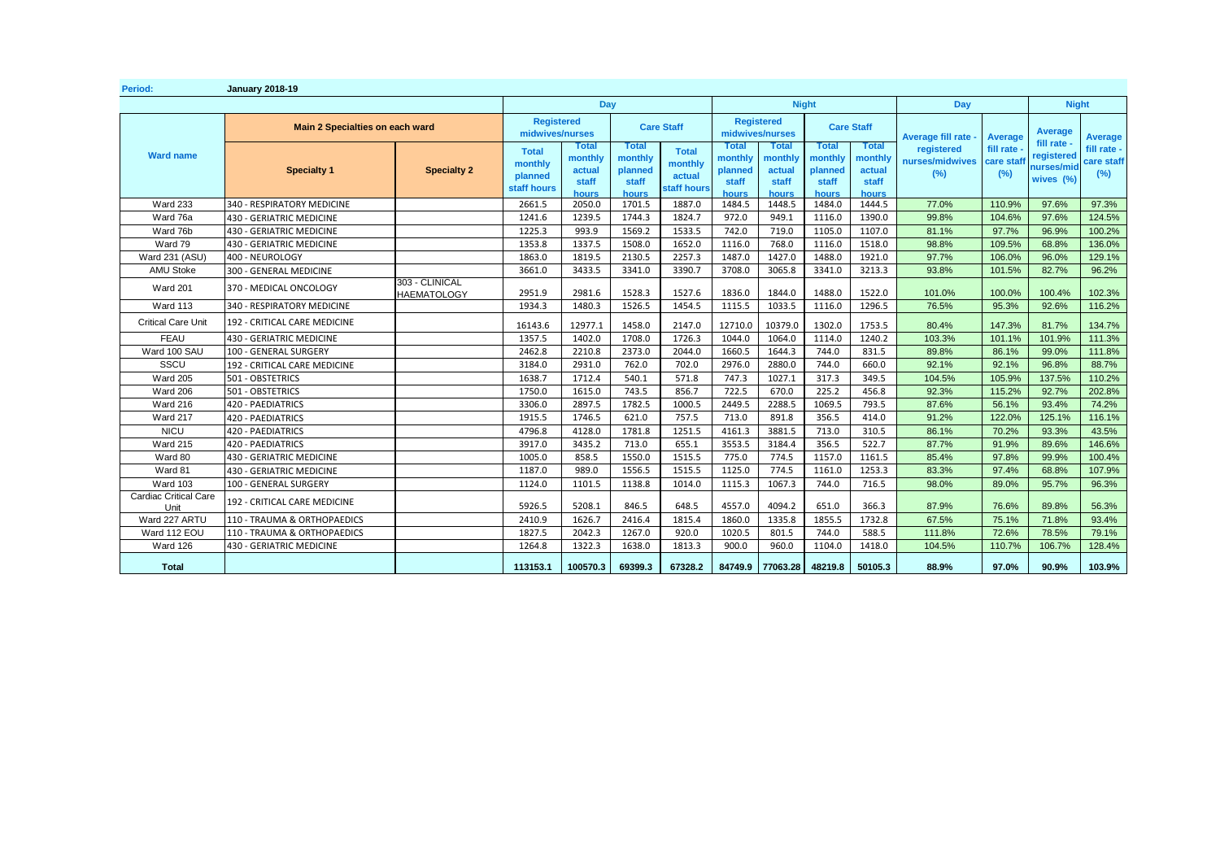**Period:** January 2018-19

| Ward name | Main 2 Specialties on each ward | | Day | | | | Night | | | | Day | | Night | |
|---|---|---|---|---|---|---|---|---|---|---|---|---|---|---|
| | | | Registered midwives/nurses | | Care Staff | | Registered midwives/nurses | | Care Staff | | Average fill rate - registered nurses/midwives (%) | Average fill rate - care staff (%) | Average fill rate - registered nurses/midwives (%) | Average fill rate - care staff (%) |
| | Specialty 1 | Specialty 2 | Total monthly planned staff hours | Total monthly actual staff hours | Total monthly planned staff hours | Total monthly actual staff hours | Total monthly planned staff hours | Total monthly actual staff hours | Total monthly planned staff hours | Total monthly actual staff hours | | | | |
| Ward 233 | 340 - RESPIRATORY MEDICINE | | 2661.5 | 2050.0 | 1701.5 | 1887.0 | 1484.5 | 1448.5 | 1484.0 | 1444.5 | 77.0% | 110.9% | 97.6% | 97.3% |
| Ward 76a | 430 - GERIATRIC MEDICINE | | 1241.6 | 1239.5 | 1744.3 | 1824.7 | 972.0 | 949.1 | 1116.0 | 1390.0 | 99.8% | 104.6% | 97.6% | 124.5% |
| Ward 76b | 430 - GERIATRIC MEDICINE | | 1225.3 | 993.9 | 1569.2 | 1533.5 | 742.0 | 719.0 | 1105.0 | 1107.0 | 81.1% | 97.7% | 96.9% | 100.2% |
| Ward 79 | 430 - GERIATRIC MEDICINE | | 1353.8 | 1337.5 | 1508.0 | 1652.0 | 1116.0 | 768.0 | 1116.0 | 1518.0 | 98.8% | 109.5% | 68.8% | 136.0% |
| Ward 231 (ASU) | 400 - NEUROLOGY | | 1863.0 | 1819.5 | 2130.5 | 2257.3 | 1487.0 | 1427.0 | 1488.0 | 1921.0 | 97.7% | 106.0% | 96.0% | 129.1% |
| AMU Stoke | 300 - GENERAL MEDICINE | | 3661.0 | 3433.5 | 3341.0 | 3390.7 | 3708.0 | 3065.8 | 3341.0 | 3213.3 | 93.8% | 101.5% | 82.7% | 96.2% |
| Ward 201 | 370 - MEDICAL ONCOLOGY | 303 - CLINICAL HAEMATOLOGY | 2951.9 | 2981.6 | 1528.3 | 1527.6 | 1836.0 | 1844.0 | 1488.0 | 1522.0 | 101.0% | 100.0% | 100.4% | 102.3% |
| Ward 113 | 340 - RESPIRATORY MEDICINE | | 1934.3 | 1480.3 | 1526.5 | 1454.5 | 1115.5 | 1033.5 | 1116.0 | 1296.5 | 76.5% | 95.3% | 92.6% | 116.2% |
| Critical Care Unit | 192 - CRITICAL CARE MEDICINE | | 16143.6 | 12977.1 | 1458.0 | 2147.0 | 12710.0 | 10379.0 | 1302.0 | 1753.5 | 80.4% | 147.3% | 81.7% | 134.7% |
| FEAU | 430 - GERIATRIC MEDICINE | | 1357.5 | 1402.0 | 1708.0 | 1726.3 | 1044.0 | 1064.0 | 1114.0 | 1240.2 | 103.3% | 101.1% | 101.9% | 111.3% |
| Ward 100 SAU | 100 - GENERAL SURGERY | | 2462.8 | 2210.8 | 2373.0 | 2044.0 | 1660.5 | 1644.3 | 744.0 | 831.5 | 89.8% | 86.1% | 99.0% | 111.8% |
| SSCU | 192 - CRITICAL CARE MEDICINE | | 3184.0 | 2931.0 | 762.0 | 702.0 | 2976.0 | 2880.0 | 744.0 | 660.0 | 92.1% | 92.1% | 96.8% | 88.7% |
| Ward 205 | 501 - OBSTETRICS | | 1638.7 | 1712.4 | 540.1 | 571.8 | 747.3 | 1027.1 | 317.3 | 349.5 | 104.5% | 105.9% | 137.5% | 110.2% |
| Ward 206 | 501 - OBSTETRICS | | 1750.0 | 1615.0 | 743.5 | 856.7 | 722.5 | 670.0 | 225.2 | 456.8 | 92.3% | 115.2% | 92.7% | 202.8% |
| Ward 216 | 420 - PAEDIATRICS | | 3306.0 | 2897.5 | 1782.5 | 1000.5 | 2449.5 | 2288.5 | 1069.5 | 793.5 | 87.6% | 56.1% | 93.4% | 74.2% |
| Ward 217 | 420 - PAEDIATRICS | | 1915.5 | 1746.5 | 621.0 | 757.5 | 713.0 | 891.8 | 356.5 | 414.0 | 91.2% | 122.0% | 125.1% | 116.1% |
| NICU | 420 - PAEDIATRICS | | 4796.8 | 4128.0 | 1781.8 | 1251.5 | 4161.3 | 3881.5 | 713.0 | 310.5 | 86.1% | 70.2% | 93.3% | 43.5% |
| Ward 215 | 420 - PAEDIATRICS | | 3917.0 | 3435.2 | 713.0 | 655.1 | 3553.5 | 3184.4 | 356.5 | 522.7 | 87.7% | 91.9% | 89.6% | 146.6% |
| Ward 80 | 430 - GERIATRIC MEDICINE | | 1005.0 | 858.5 | 1550.0 | 1515.5 | 775.0 | 774.5 | 1157.0 | 1161.5 | 85.4% | 97.8% | 99.9% | 100.4% |
| Ward 81 | 430 - GERIATRIC MEDICINE | | 1187.0 | 989.0 | 1556.5 | 1515.5 | 1125.0 | 774.5 | 1161.0 | 1253.3 | 83.3% | 97.4% | 68.8% | 107.9% |
| Ward 103 | 100 - GENERAL SURGERY | | 1124.0 | 1101.5 | 1138.8 | 1014.0 | 1115.3 | 1067.3 | 744.0 | 716.5 | 98.0% | 89.0% | 95.7% | 96.3% |
| Cardiac Critical Care Unit | 192 - CRITICAL CARE MEDICINE | | 5926.5 | 5208.1 | 846.5 | 648.5 | 4557.0 | 4094.2 | 651.0 | 366.3 | 87.9% | 76.6% | 89.8% | 56.3% |
| Ward 227 ARTU | 110 - TRAUMA & ORTHOPAEDICS | | 2410.9 | 1626.7 | 2416.4 | 1815.4 | 1860.0 | 1335.8 | 1855.5 | 1732.8 | 67.5% | 75.1% | 71.8% | 93.4% |
| Ward 112 EOU | 110 - TRAUMA & ORTHOPAEDICS | | 1827.5 | 2042.3 | 1267.0 | 920.0 | 1020.5 | 801.5 | 744.0 | 588.5 | 111.8% | 72.6% | 78.5% | 79.1% |
| Ward 126 | 430 - GERIATRIC MEDICINE | | 1264.8 | 1322.3 | 1638.0 | 1813.3 | 900.0 | 960.0 | 1104.0 | 1418.0 | 104.5% | 110.7% | 106.7% | 128.4% |
| **Total** | | | **113153.1** | **100570.3** | **69399.3** | **67328.2** | **84749.9** | **77063.28** | **48219.8** | **50105.3** | **88.9%** | **97.0%** | **90.9%** | **103.9%** |